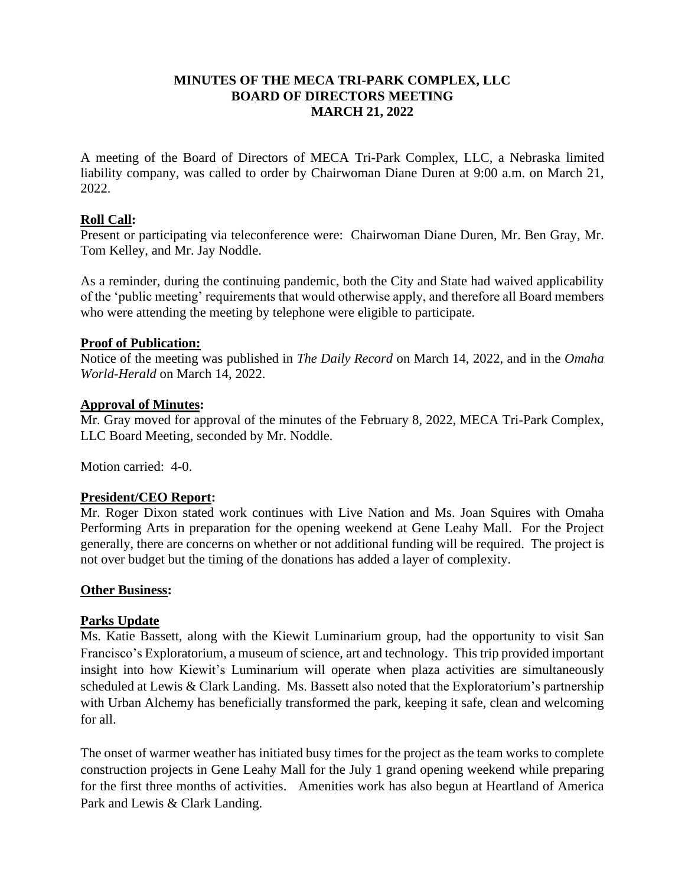# MINUTES OF THE MECA TRI-PARK COMPLEX, LLC BOARD OF DIRECTORS MEETING MARCH 21, 2022

A meeting of the Board of Directors of MECA Tri-Park Complex, LLC, a Nebraska limited liability company, was called to order by Chairwoman Diane Duren at 9:00 a.m. on March 21, 2022.

## Roll Call:

Present or participating via teleconference were: Chairwoman Diane Duren, Mr. Ben Gray, Mr. Tom Kelley, and Mr. Jay Noddle.

As a reminder, during the continuing pandemic, both the City and State had waived applicability of the 'public meeting' requirements that would otherwise apply, and therefore all Board members who were attending the meeting by telephone were eligible to participate.

## Proof of Publication:

Notice of the meeting was published in *The Daily Record* on March 14, 2022, and in the *Omaha World-Herald* on March 14, 2022.

## Approval of Minutes:

Mr. Gray moved for approval of the minutes of the February 8, 2022, MECA Tri-Park Complex, LLC Board Meeting, seconded by Mr. Noddle.

Motion carried: 4-0.

## President/CEO Report:

Mr. Roger Dixon stated work continues with Live Nation and Ms. Joan Squires with Omaha Performing Arts in preparation for the opening weekend at Gene Leahy Mall. For the Project generally, there are concerns on whether or not additional funding will be required. The project is not over budget but the timing of the donations has added a layer of complexity.

## Other Business:

### Parks Update

Ms. Katie Bassett, along with the Kiewit Luminarium group, had the opportunity to visit San Francisco's Exploratorium, a museum of science, art and technology. This trip provided important insight into how Kiewit's Luminarium will operate when plaza activities are simultaneously scheduled at Lewis & Clark Landing. Ms. Bassett also noted that the Exploratorium's partnership with Urban Alchemy has beneficially transformed the park, keeping it safe, clean and welcoming for all.

The onset of warmer weather has initiated busy times for the project as the team works to complete construction projects in Gene Leahy Mall for the July 1 grand opening weekend while preparing for the first three months of activities. Amenities work has also begun at Heartland of America Park and Lewis & Clark Landing.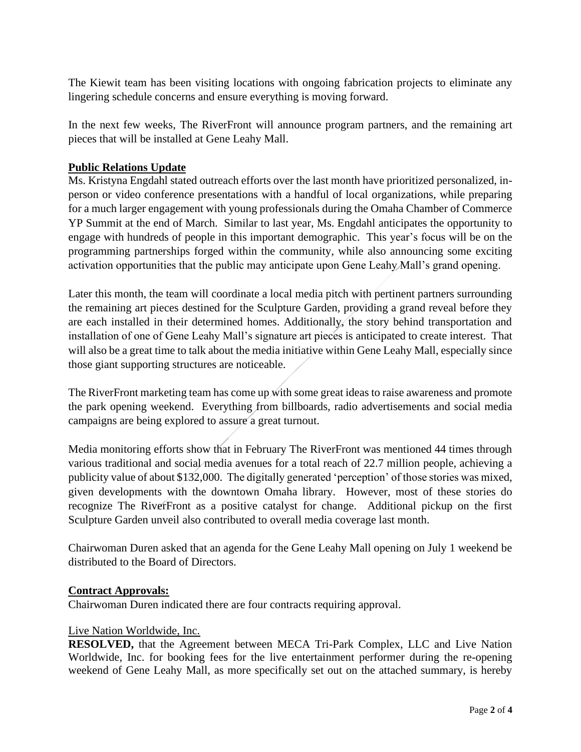The Kiewit team has been visiting locations with ongoing fabrication projects to eliminate any lingering schedule concerns and ensure everything is moving forward.

In the next few weeks, The RiverFront will announce program partners, and the remaining art pieces that will be installed at Gene Leahy Mall.

**Public Relations Update**

Ms. Kristyna Engdahl stated outreach efforts over the last month have prioritized personalized, in-person or video conference presentations with a handful of local organizations, while preparing for a much larger engagement with young professionals during the Omaha Chamber of Commerce YP Summit at the end of March. Similar to last year, Ms. Engdahl anticipates the opportunity to engage with hundreds of people in this important demographic. This year's focus will be on the programming partnerships forged within the community, while also announcing some exciting activation opportunities that the public may anticipate upon Gene Leahy Mall's grand opening.

Later this month, the team will coordinate a local media pitch with pertinent partners surrounding the remaining art pieces destined for the Sculpture Garden, providing a grand reveal before they are each installed in their determined homes. Additionally, the story behind transportation and installation of one of Gene Leahy Mall's signature art pieces is anticipated to create interest. That will also be a great time to talk about the media initiative within Gene Leahy Mall, especially since those giant supporting structures are noticeable.

The RiverFront marketing team has come up with some great ideas to raise awareness and promote the park opening weekend. Everything from billboards, radio advertisements and social media campaigns are being explored to assure a great turnout.

Media monitoring efforts show that in February The RiverFront was mentioned 44 times through various traditional and social media avenues for a total reach of 22.7 million people, achieving a publicity value of about $132,000. The digitally generated 'perception' of those stories was mixed, given developments with the downtown Omaha library. However, most of these stories do recognize The RiverFront as a positive catalyst for change. Additional pickup on the first Sculpture Garden unveil also contributed to overall media coverage last month.

Chairwoman Duren asked that an agenda for the Gene Leahy Mall opening on July 1 weekend be distributed to the Board of Directors.

**Contract Approvals:**

Chairwoman Duren indicated there are four contracts requiring approval.

Live Nation Worldwide, Inc.

**RESOLVED,** that the Agreement between MECA Tri-Park Complex, LLC and Live Nation Worldwide, Inc. for booking fees for the live entertainment performer during the re-opening weekend of Gene Leahy Mall, as more specifically set out on the attached summary, is hereby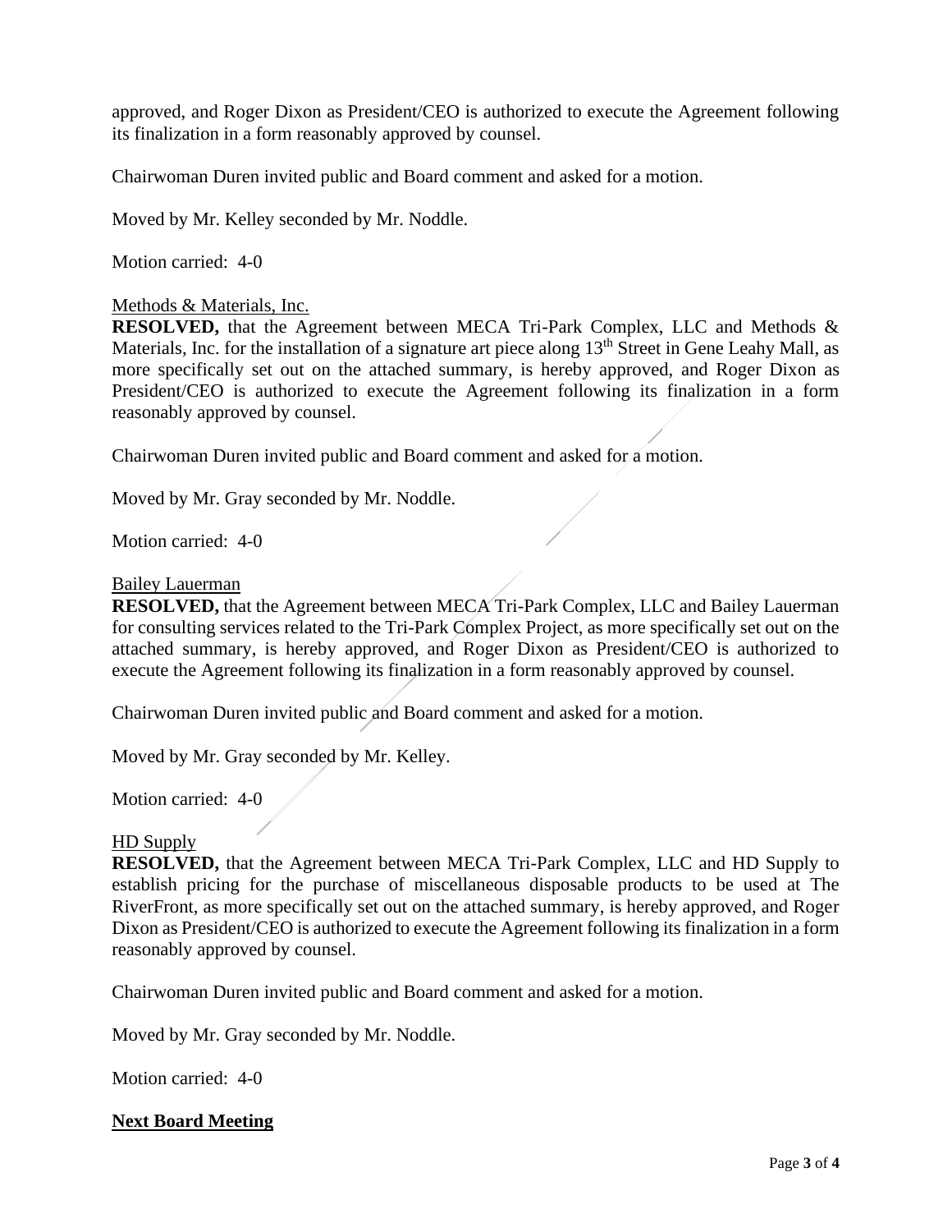approved, and Roger Dixon as President/CEO is authorized to execute the Agreement following its finalization in a form reasonably approved by counsel.

Chairwoman Duren invited public and Board comment and asked for a motion.

Moved by Mr. Kelley seconded by Mr. Noddle.

Motion carried: 4-0

<u>Methods & Materials, Inc.</u>

**RESOLVED,** that the Agreement between MECA Tri-Park Complex, LLC and Methods & Materials, Inc. for the installation of a signature art piece along 13th Street in Gene Leahy Mall, as more specifically set out on the attached summary, is hereby approved, and Roger Dixon as President/CEO is authorized to execute the Agreement following its finalization in a form reasonably approved by counsel.

Chairwoman Duren invited public and Board comment and asked for a motion.

Moved by Mr. Gray seconded by Mr. Noddle.

Motion carried: 4-0

<u>Bailey Lauerman</u>

**RESOLVED,** that the Agreement between MECA Tri-Park Complex, LLC and Bailey Lauerman for consulting services related to the Tri-Park Complex Project, as more specifically set out on the attached summary, is hereby approved, and Roger Dixon as President/CEO is authorized to execute the Agreement following its finalization in a form reasonably approved by counsel.

Chairwoman Duren invited public and Board comment and asked for a motion.

Moved by Mr. Gray seconded by Mr. Kelley.

Motion carried: 4-0

<u>HD Supply</u>

**RESOLVED,** that the Agreement between MECA Tri-Park Complex, LLC and HD Supply to establish pricing for the purchase of miscellaneous disposable products to be used at The RiverFront, as more specifically set out on the attached summary, is hereby approved, and Roger Dixon as President/CEO is authorized to execute the Agreement following its finalization in a form reasonably approved by counsel.

Chairwoman Duren invited public and Board comment and asked for a motion.

Moved by Mr. Gray seconded by Mr. Noddle.

Motion carried: 4-0

**<u>Next Board Meeting</u>**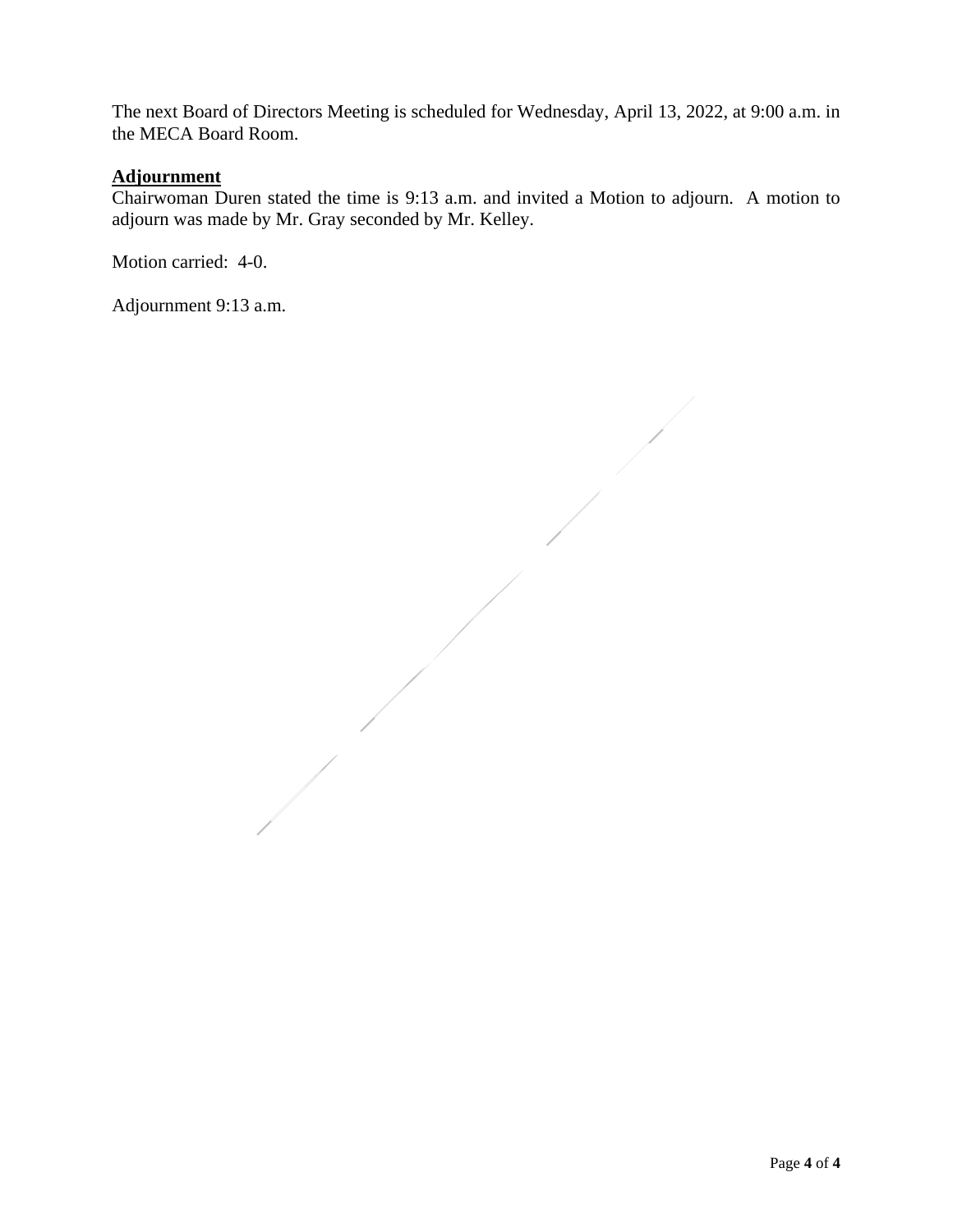The next Board of Directors Meeting is scheduled for Wednesday, April 13, 2022, at 9:00 a.m. in the MECA Board Room.

**Adjournment**

Chairwoman Duren stated the time is 9:13 a.m. and invited a Motion to adjourn. A motion to adjourn was made by Mr. Gray seconded by Mr. Kelley.

Motion carried: 4-0.

Adjournment 9:13 a.m.